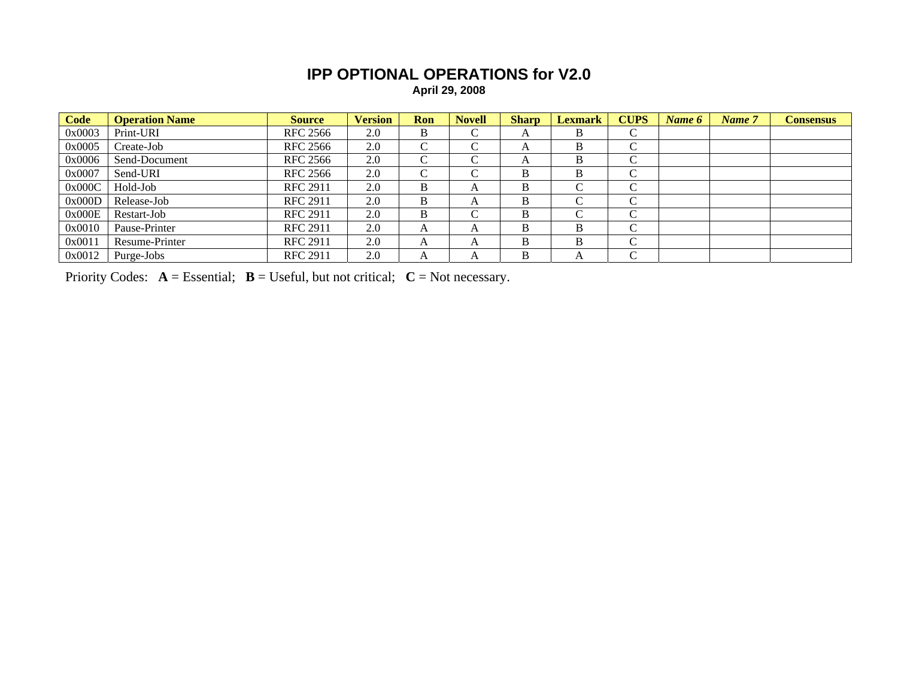# IPP OPTIONAL OPERATIONS for V2.0

**April 29, 2008**

| Code | Operation Name | Source | Version | Ron | Novell | Sharp | Lexmark | CUPS | *Name 6* | *Name 7* | Consensus |
|---|---|---|---|---|---|---|---|---|---|---|---|
| 0x0003 | Print-URI | RFC 2566 | 2.0 | B | C | A | B | C | | | |
| 0x0005 | Create-Job | RFC 2566 | 2.0 | C | C | A | B | C | | | |
| 0x0006 | Send-Document | RFC 2566 | 2.0 | C | C | A | B | C | | | |
| 0x0007 | Send-URI | RFC 2566 | 2.0 | C | C | B | B | C | | | |
| 0x000C | Hold-Job | RFC 2911 | 2.0 | B | A | B | C | C | | | |
| 0x000D | Release-Job | RFC 2911 | 2.0 | B | A | B | C | C | | | |
| 0x000E | Restart-Job | RFC 2911 | 2.0 | B | C | B | C | C | | | |
| 0x0010 | Pause-Printer | RFC 2911 | 2.0 | A | A | B | B | C | | | |
| 0x0011 | Resume-Printer | RFC 2911 | 2.0 | A | A | B | B | C | | | |
| 0x0012 | Purge-Jobs | RFC 2911 | 2.0 | A | A | B | A | C | | | |

Priority Codes: **A** = Essential; **B** = Useful, but not critical; **C** = Not necessary.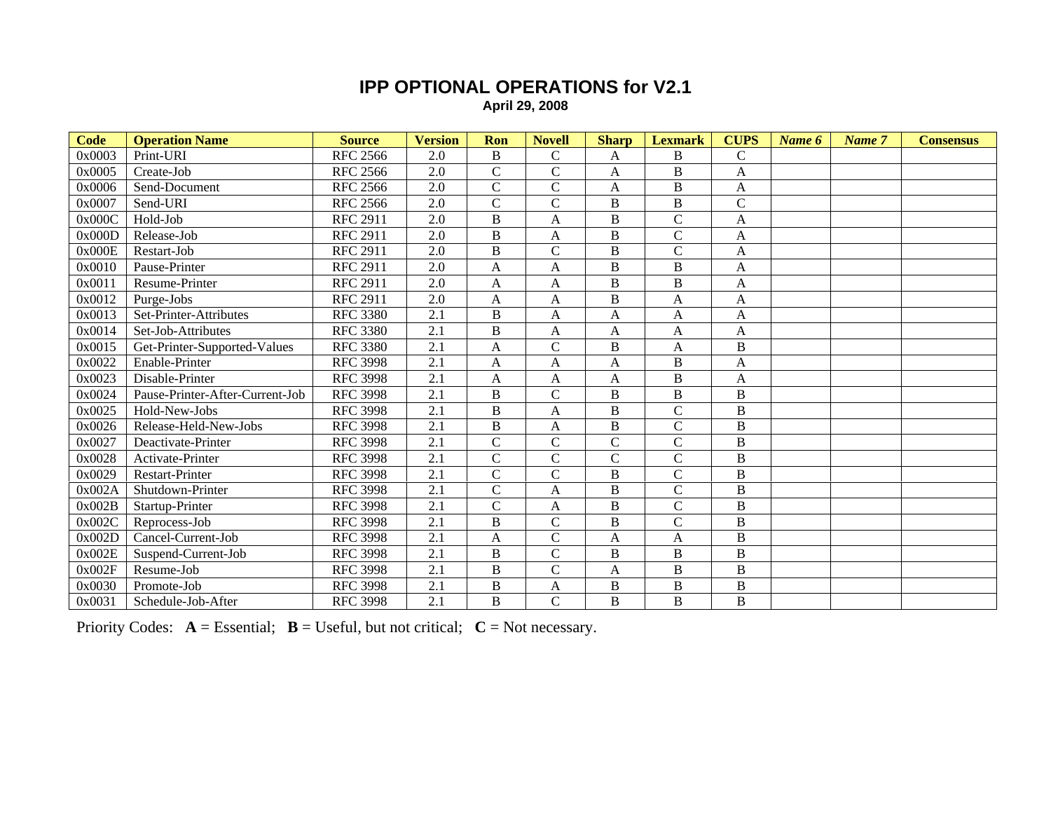# IPP OPTIONAL OPERATIONS for V2.1

**April 29, 2008**

| Code | Operation Name | Source | Version | Ron | Novell | Sharp | Lexmark | CUPS | *Name 6* | *Name 7* | Consensus |
|---|---|---|---|---|---|---|---|---|---|---|---|
| 0x0003 | Print-URI | RFC 2566 | 2.0 | B | C | A | B | C | | | |
| 0x0005 | Create-Job | RFC 2566 | 2.0 | C | C | A | B | A | | | |
| 0x0006 | Send-Document | RFC 2566 | 2.0 | C | C | A | B | A | | | |
| 0x0007 | Send-URI | RFC 2566 | 2.0 | C | C | B | B | C | | | |
| 0x000C | Hold-Job | RFC 2911 | 2.0 | B | A | B | C | A | | | |
| 0x000D | Release-Job | RFC 2911 | 2.0 | B | A | B | C | A | | | |
| 0x000E | Restart-Job | RFC 2911 | 2.0 | B | C | B | C | A | | | |
| 0x0010 | Pause-Printer | RFC 2911 | 2.0 | A | A | B | B | A | | | |
| 0x0011 | Resume-Printer | RFC 2911 | 2.0 | A | A | B | B | A | | | |
| 0x0012 | Purge-Jobs | RFC 2911 | 2.0 | A | A | B | A | A | | | |
| 0x0013 | Set-Printer-Attributes | RFC 3380 | 2.1 | B | A | A | A | A | | | |
| 0x0014 | Set-Job-Attributes | RFC 3380 | 2.1 | B | A | A | A | A | | | |
| 0x0015 | Get-Printer-Supported-Values | RFC 3380 | 2.1 | A | C | B | A | B | | | |
| 0x0022 | Enable-Printer | RFC 3998 | 2.1 | A | A | A | B | A | | | |
| 0x0023 | Disable-Printer | RFC 3998 | 2.1 | A | A | A | B | A | | | |
| 0x0024 | Pause-Printer-After-Current-Job | RFC 3998 | 2.1 | B | C | B | B | B | | | |
| 0x0025 | Hold-New-Jobs | RFC 3998 | 2.1 | B | A | B | C | B | | | |
| 0x0026 | Release-Held-New-Jobs | RFC 3998 | 2.1 | B | A | B | C | B | | | |
| 0x0027 | Deactivate-Printer | RFC 3998 | 2.1 | C | C | C | C | B | | | |
| 0x0028 | Activate-Printer | RFC 3998 | 2.1 | C | C | C | C | B | | | |
| 0x0029 | Restart-Printer | RFC 3998 | 2.1 | C | C | B | C | B | | | |
| 0x002A | Shutdown-Printer | RFC 3998 | 2.1 | C | A | B | C | B | | | |
| 0x002B | Startup-Printer | RFC 3998 | 2.1 | C | A | B | C | B | | | |
| 0x002C | Reprocess-Job | RFC 3998 | 2.1 | B | C | B | C | B | | | |
| 0x002D | Cancel-Current-Job | RFC 3998 | 2.1 | A | C | A | A | B | | | |
| 0x002E | Suspend-Current-Job | RFC 3998 | 2.1 | B | C | B | B | B | | | |
| 0x002F | Resume-Job | RFC 3998 | 2.1 | B | C | A | B | B | | | |
| 0x0030 | Promote-Job | RFC 3998 | 2.1 | B | A | B | B | B | | | |
| 0x0031 | Schedule-Job-After | RFC 3998 | 2.1 | B | C | B | B | B | | | |

Priority Codes: **A** = Essential; **B** = Useful, but not critical; **C** = Not necessary.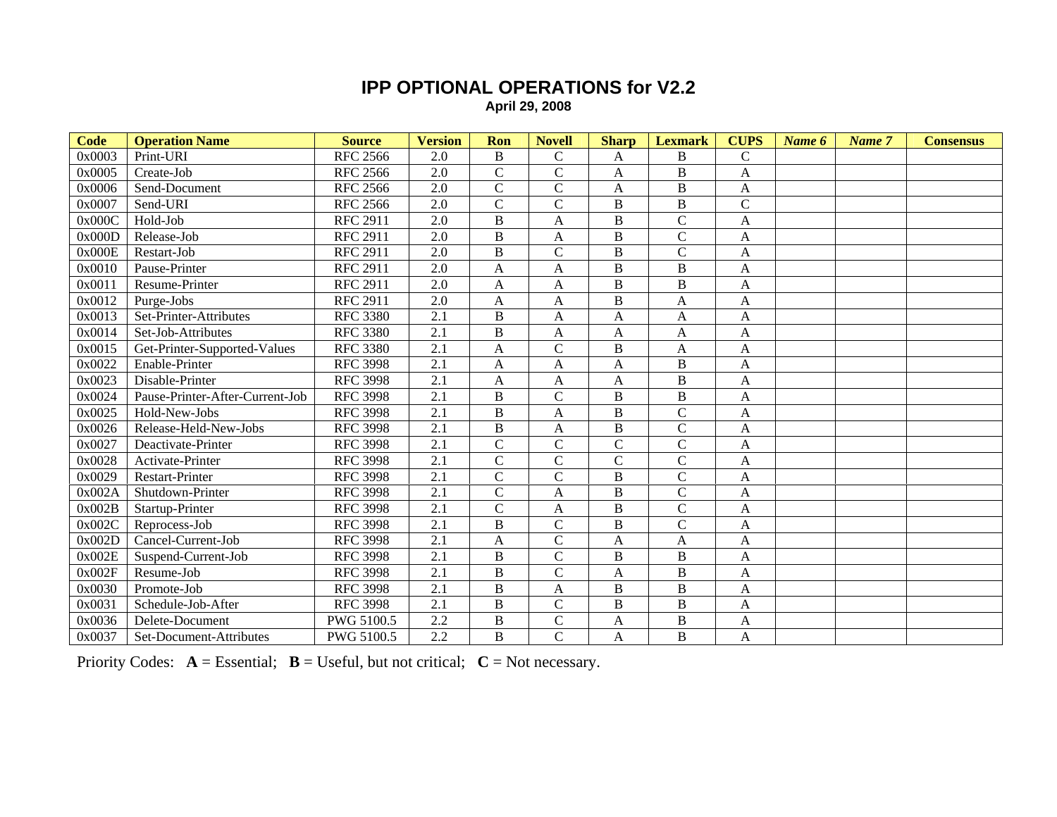# IPP OPTIONAL OPERATIONS for V2.2

**April 29, 2008**

| Code | Operation Name | Source | Version | Ron | Novell | Sharp | Lexmark | CUPS | *Name 6* | *Name 7* | Consensus |
|---|---|---|---|---|---|---|---|---|---|---|---|
| 0x0003 | Print-URI | RFC 2566 | 2.0 | B | C | A | B | C | | | |
| 0x0005 | Create-Job | RFC 2566 | 2.0 | C | C | A | B | A | | | |
| 0x0006 | Send-Document | RFC 2566 | 2.0 | C | C | A | B | A | | | |
| 0x0007 | Send-URI | RFC 2566 | 2.0 | C | C | B | B | C | | | |
| 0x000C | Hold-Job | RFC 2911 | 2.0 | B | A | B | C | A | | | |
| 0x000D | Release-Job | RFC 2911 | 2.0 | B | A | B | C | A | | | |
| 0x000E | Restart-Job | RFC 2911 | 2.0 | B | C | B | C | A | | | |
| 0x0010 | Pause-Printer | RFC 2911 | 2.0 | A | A | B | B | A | | | |
| 0x0011 | Resume-Printer | RFC 2911 | 2.0 | A | A | B | B | A | | | |
| 0x0012 | Purge-Jobs | RFC 2911 | 2.0 | A | A | B | A | A | | | |
| 0x0013 | Set-Printer-Attributes | RFC 3380 | 2.1 | B | A | A | A | A | | | |
| 0x0014 | Set-Job-Attributes | RFC 3380 | 2.1 | B | A | A | A | A | | | |
| 0x0015 | Get-Printer-Supported-Values | RFC 3380 | 2.1 | A | C | B | A | A | | | |
| 0x0022 | Enable-Printer | RFC 3998 | 2.1 | A | A | A | B | A | | | |
| 0x0023 | Disable-Printer | RFC 3998 | 2.1 | A | A | A | B | A | | | |
| 0x0024 | Pause-Printer-After-Current-Job | RFC 3998 | 2.1 | B | C | B | B | A | | | |
| 0x0025 | Hold-New-Jobs | RFC 3998 | 2.1 | B | A | B | C | A | | | |
| 0x0026 | Release-Held-New-Jobs | RFC 3998 | 2.1 | B | A | B | C | A | | | |
| 0x0027 | Deactivate-Printer | RFC 3998 | 2.1 | C | C | C | C | A | | | |
| 0x0028 | Activate-Printer | RFC 3998 | 2.1 | C | C | C | C | A | | | |
| 0x0029 | Restart-Printer | RFC 3998 | 2.1 | C | C | B | C | A | | | |
| 0x002A | Shutdown-Printer | RFC 3998 | 2.1 | C | A | B | C | A | | | |
| 0x002B | Startup-Printer | RFC 3998 | 2.1 | C | A | B | C | A | | | |
| 0x002C | Reprocess-Job | RFC 3998 | 2.1 | B | C | B | C | A | | | |
| 0x002D | Cancel-Current-Job | RFC 3998 | 2.1 | A | C | A | A | A | | | |
| 0x002E | Suspend-Current-Job | RFC 3998 | 2.1 | B | C | B | B | A | | | |
| 0x002F | Resume-Job | RFC 3998 | 2.1 | B | C | A | B | A | | | |
| 0x0030 | Promote-Job | RFC 3998 | 2.1 | B | A | B | B | A | | | |
| 0x0031 | Schedule-Job-After | RFC 3998 | 2.1 | B | C | B | B | A | | | |
| 0x0036 | Delete-Document | PWG 5100.5 | 2.2 | B | C | A | B | A | | | |
| 0x0037 | Set-Document-Attributes | PWG 5100.5 | 2.2 | B | C | A | B | A | | | |

Priority Codes: **A** = Essential; **B** = Useful, but not critical; **C** = Not necessary.